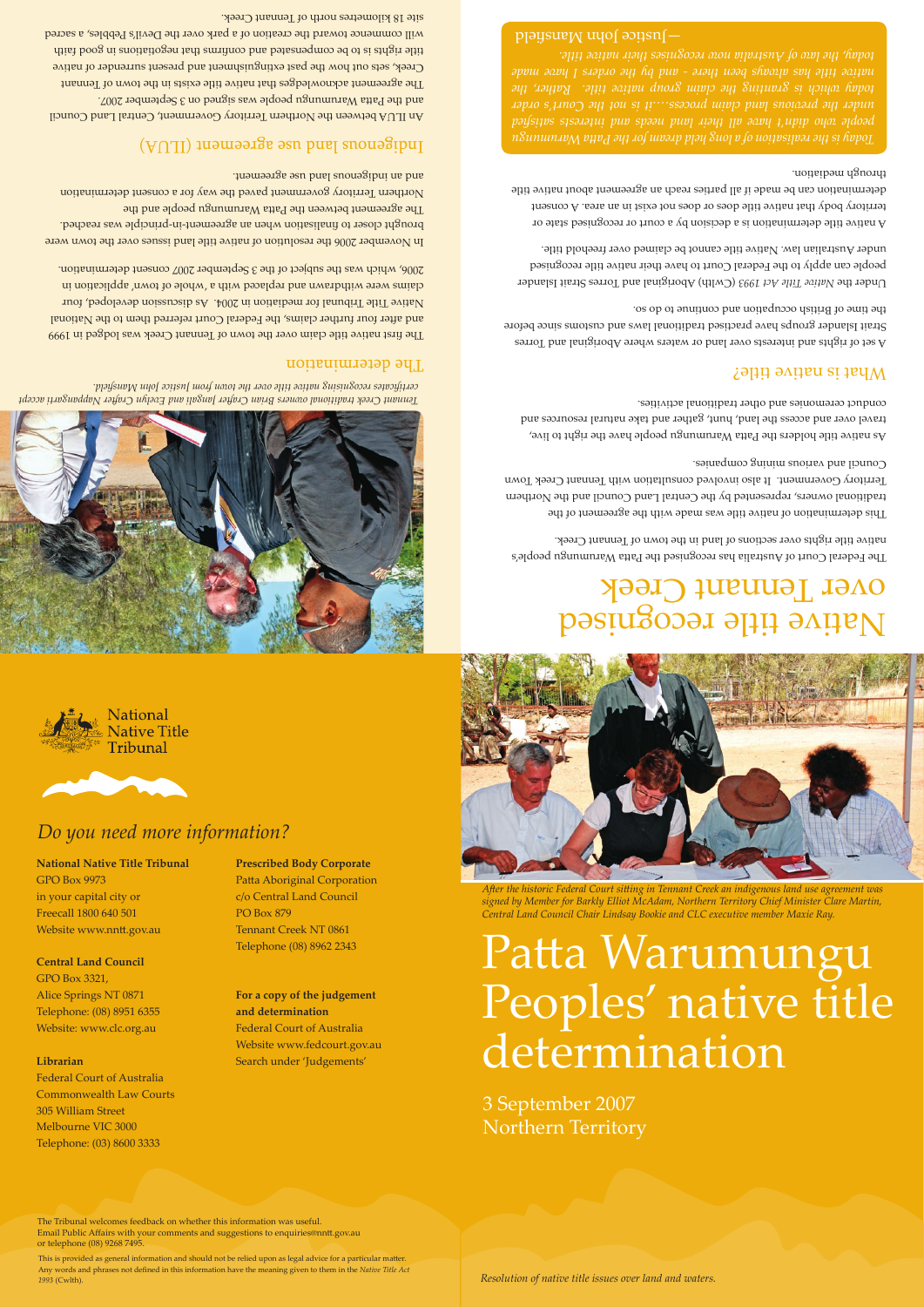# Native title recognised over Tennant Creek

The Federal Court of Australia has recognised the Patta Warumungu people's native title rights over sections of land in the town of Tennant Creek.

This determination of native title was made with the agreement of the traditional owners, represented by the Central Land Council and the Northern Territory Government. It also involved consultation with Tennant Creek Town Council and various mining companies.

As native title holders the Patta Warumungu people have the right to live, travel over and access the land, hunt, gather and take natural resources and conduct ceremonies and other traditional activities.

## What is native title?

A set of rights and interests over land or waters where Aboriginal and Torres Strait Islander groups have practised traditional laws and customs since before the time of British occupation and continue to do so.

Under the *Native Title Act 1993* (Cwlth) Aboriginal and Torres Strait Islander people can apply to the Federal Court to have their native title recognised under Australian law. Native title cannot be claimed over freehold title.

A native title determination is a decision by a court or recognised state or territory body that native title does or does not exist in an area. A consent determination can be made if all parties reach an agreement about native title through mediation.

*Today is the realisation of a long held dream for the Patta Warumungu people who didn't have all their land needs and interests satisfied under the previous land claim process....it is not the Court's order today which is granting the claim group native title. Rather, the native title has always been there - and by the orders I have made today, the law of Australia now recognises their native title.*

—Justice John Mansfield

*Tennant Creek traditional owners Brian Crafter Jangali and Evelyn Crafter Nappangarti accept certificates recognising native title over the town from Justice John Mansfield.*

## The determination

The first native title claim over the town of Tennant Creek was lodged in 1999 and after four further claims, the Federal Court referred them to the National Native Title Tribunal for mediation in 2004. As discussion developed, four claims were withdrawn and replaced with a 'whole of town' application in 2006, which was the subject of the 3 September 2007 consent determination.

In November 2006 the resolution of native title land issues over the town were brought closer to finalisation when an agreement-in-principle was reached. The agreement between the Patta Warumungu people and the Northern Territory government paved the way for a consent determination and an indigenous land use agreement.

## Indigenous land use agreement (ILUA)

An ILUA between the Northern Territory Government, Central Land Council and the Patta Warumungu people was signed on 3 September 2007.

The agreement acknowledges that native title exists in the town of Tennant Creek, sets out how the past extinguishment and present surrender of native title rights is to be compensated and confirms that negotiations in good faith will commence toward the creation of a park over the Devil's Pebbles, a sacred site 18 kilometres north of Tennant Creek.

# Patta Warumungu Peoples' native title determination

3 September 2007
Northern Territory

*After the historic Federal Court sitting in Tennant Creek an indigenous land use agreement was signed by Member for Barkly Elliot McAdam, Northern Territory Chief Minister Clare Martin, Central Land Council Chair Lindsay Bookie and CLC executive member Maxie Ray.*

*Resolution of native title issues over land and waters.*

National Native Title Tribunal

## *Do you need more information?*

**National Native Title Tribunal**
GPO Box 9973
in your capital city or
Freecall 1800 640 501
Website www.nntt.gov.au

**Central Land Council**
GPO Box 3321,
Alice Springs NT 0871
Telephone: (08) 8951 6355
Website: www.clc.org.au

**Librarian**
Federal Court of Australia
Commonwealth Law Courts
305 William Street
Melbourne VIC 3000
Telephone: (03) 8600 3333

**Prescribed Body Corporate**
Patta Aboriginal Corporation
c/o Central Land Council
PO Box 879
Tennant Creek NT 0861
Telephone (08) 8962 2343

**For a copy of the judgement and determination**
Federal Court of Australia
Website www.fedcourt.gov.au
Search under 'Judgements'

The Tribunal welcomes feedback on whether this information was useful.
Email Public Affairs with your comments and suggestions to enquiries@nntt.gov.au or telephone (08) 9268 7495.

This is provided as general information and should not be relied upon as legal advice for a particular matter. Any words and phrases not defined in this information have the meaning given to them in the *Native Title Act 1993* (Cwlth).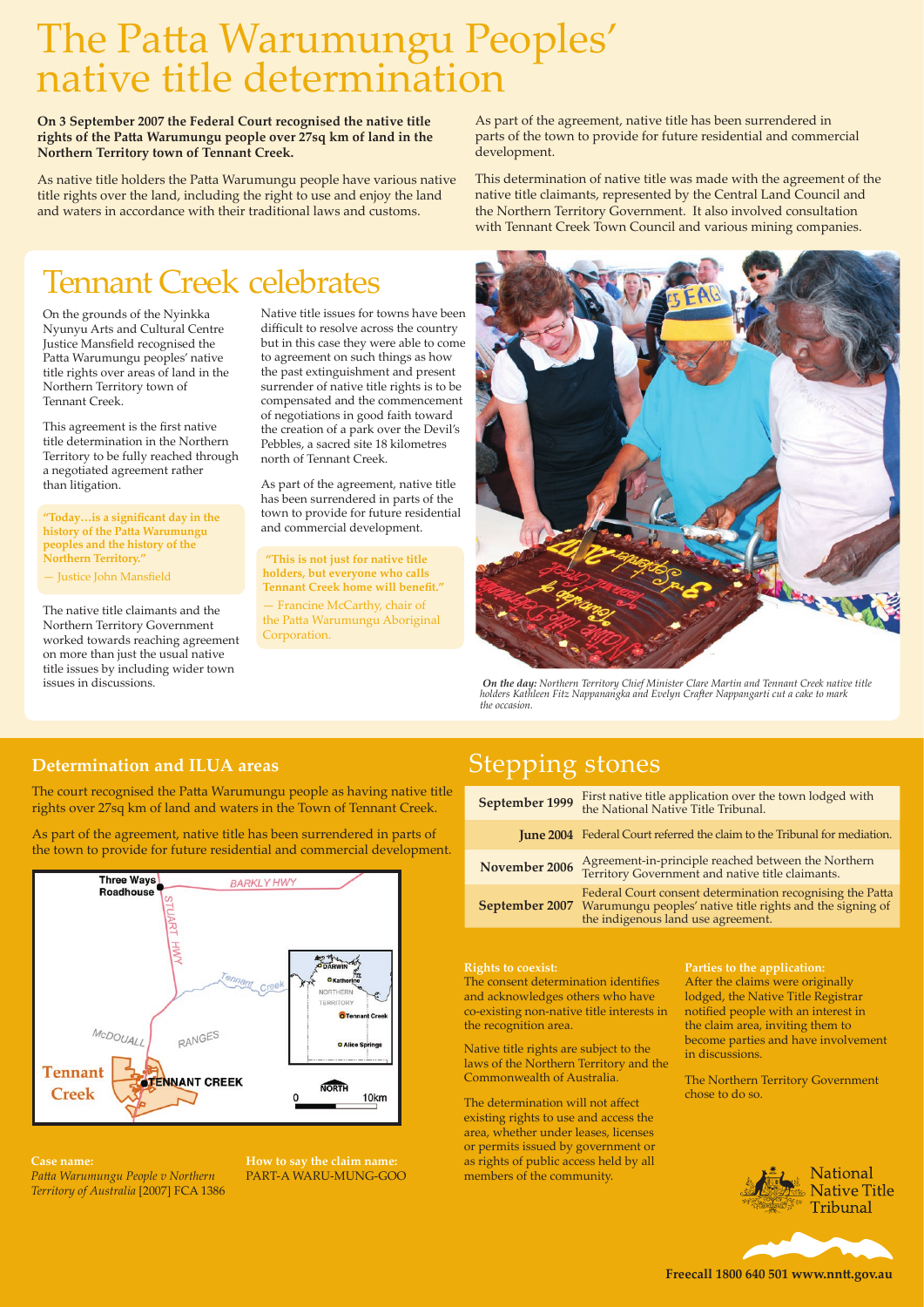# The Patta Warumungu Peoples' native title determination

**On 3 September 2007 the Federal Court recognised the native title rights of the Patta Warumungu people over 27sq km of land in the Northern Territory town of Tennant Creek.**

As native title holders the Patta Warumungu people have various native title rights over the land, including the right to use and enjoy the land and waters in accordance with their traditional laws and customs.

As part of the agreement, native title has been surrendered in parts of the town to provide for future residential and commercial development.

This determination of native title was made with the agreement of the native title claimants, represented by the Central Land Council and the Northern Territory Government. It also involved consultation with Tennant Creek Town Council and various mining companies.

## Tennant Creek celebrates

On the grounds of the Nyinkka Nyunyu Arts and Cultural Centre Justice Mansfield recognised the Patta Warumungu peoples' native title rights over areas of land in the Northern Territory town of Tennant Creek.

This agreement is the first native title determination in the Northern Territory to be fully reached through a negotiated agreement rather than litigation.

**"Today…is a significant day in the history of the Patta Warumungu peoples and the history of the Northern Territory."**

— Justice John Mansfield

The native title claimants and the Northern Territory Government worked towards reaching agreement on more than just the usual native title issues by including wider town issues in discussions.

Native title issues for towns have been difficult to resolve across the country but in this case they were able to come to agreement on such things as how the past extinguishment and present surrender of native title rights is to be compensated and the commencement of negotiations in good faith toward the creation of a park over the Devil's Pebbles, a sacred site 18 kilometres north of Tennant Creek.

As part of the agreement, native title has been surrendered in parts of the town to provide for future residential and commercial development.

**"This is not just for native title holders, but everyone who calls Tennant Creek home will benefit."**

— Francine McCarthy, chair of the Patta Warumungu Aboriginal Corporation.

***On the day:*** *Northern Territory Chief Minister Clare Martin and Tennant Creek native title holders Kathleen Fitz Nappanangka and Evelyn Crafter Nappangarti cut a cake to mark the occasion.*

### Determination and ILUA areas

The court recognised the Patta Warumungu people as having native title rights over 27sq km of land and waters in the Town of Tennant Creek.

As part of the agreement, native title has been surrendered in parts of the town to provide for future residential and commercial development.

Three Ways Roadhouse
BARKLY HWY
STUART HWY
Tennant Creek
McDOUALL RANGES
Tennant Creek
TENNANT CREEK
DARWIN
Katherine
NORTHERN TERRITORY
Tennant Creek
Alice Springs
NORTH
0
10km

**Case name:**
*Patta Warumungu People v Northern Territory of Australia* [2007] FCA 1386

**How to say the claim name:**
PART-A WARU-MUNG-GOO

## Stepping stones

| | |
|---|---|
| **September 1999** | First native title application over the town lodged with the National Native Title Tribunal. |
| **June 2004** | Federal Court referred the claim to the Tribunal for mediation. |
| **November 2006** | Agreement-in-principle reached between the Northern Territory Government and native title claimants. |
| **September 2007** | Federal Court consent determination recognising the Patta Warumungu peoples' native title rights and the signing of the indigenous land use agreement. |

**Rights to coexist:**
The consent determination identifies and acknowledges others who have co-existing non-native title interests in the recognition area.

Native title rights are subject to the laws of the Northern Territory and the Commonwealth of Australia.

The determination will not affect existing rights to use and access the area, whether under leases, licenses or permits issued by government or as rights of public access held by all members of the community.

**Parties to the application:**
After the claims were originally lodged, the Native Title Registrar notified people with an interest in the claim area, inviting them to become parties and have involvement in discussions.

The Northern Territory Government chose to do so.

National Native Title Tribunal

**Freecall 1800 640 501 www.nntt.gov.au**